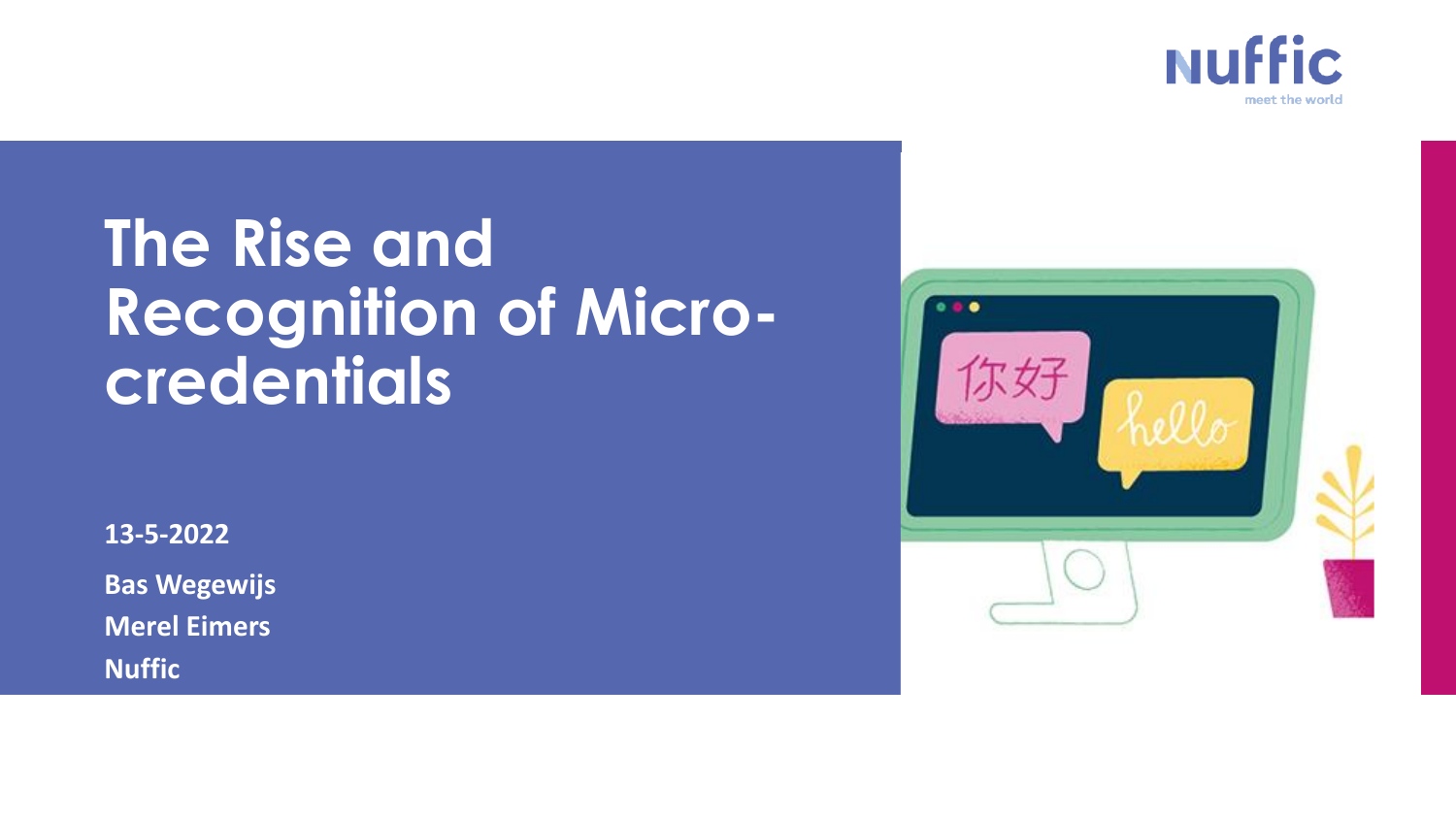# The Rise and Recognition of Micro-credentials

**13-5-2022**

**Bas Wegewijs**

**Merel Eimers**

**Nuffic**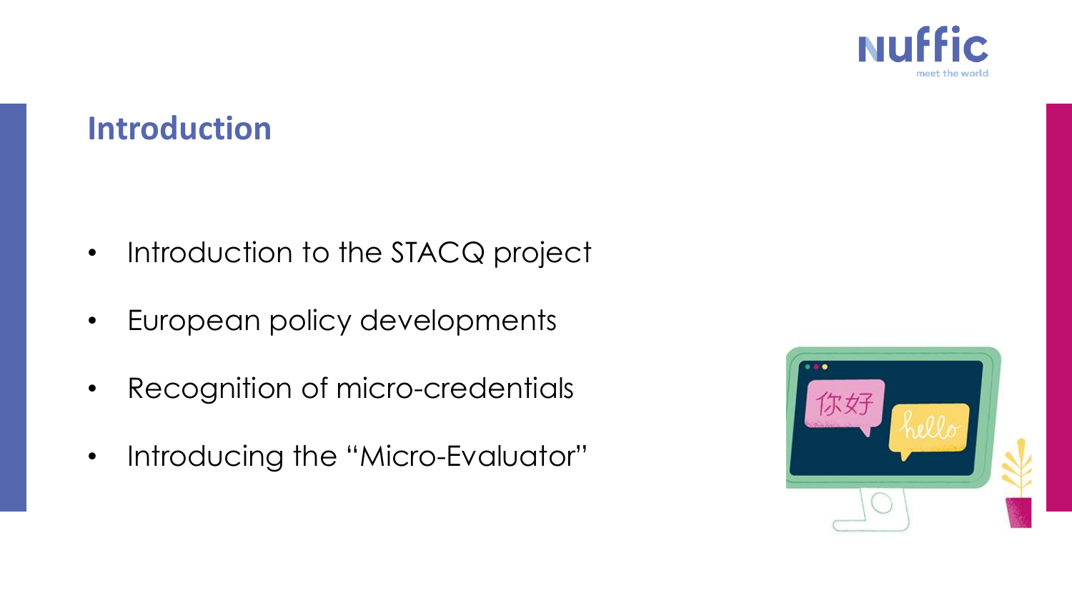# Introduction

- Introduction to the STACQ project
- European policy developments
- Recognition of micro-credentials
- Introducing the "Micro-Evaluator"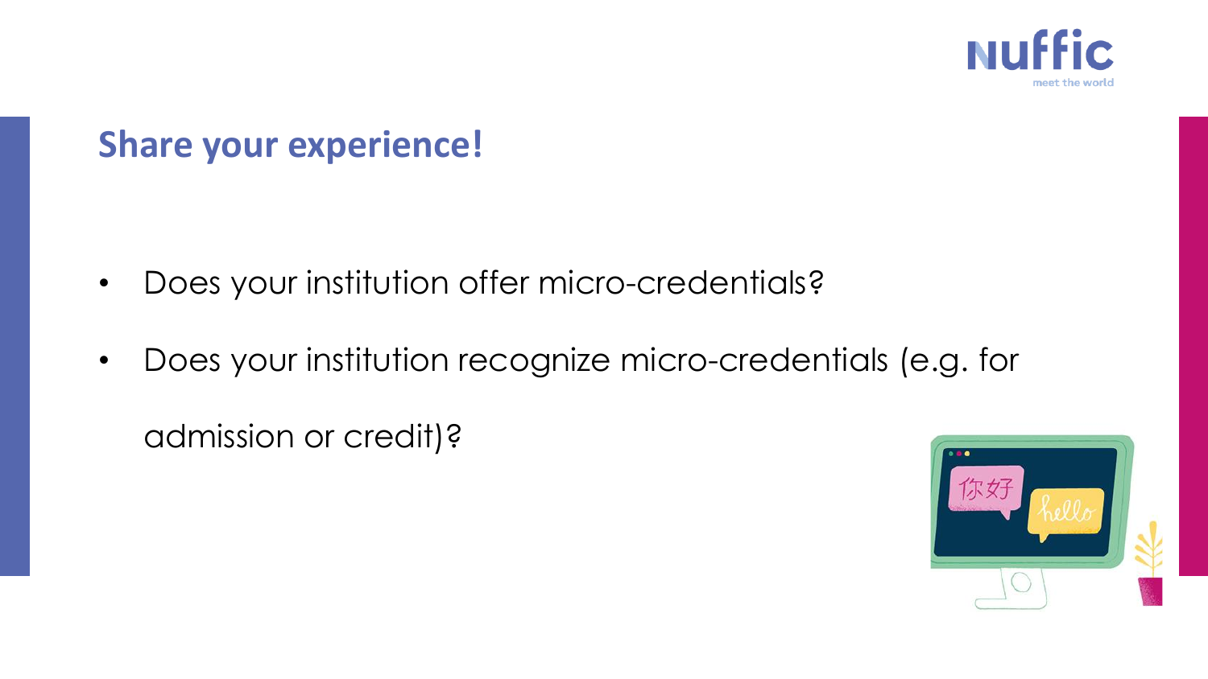## Share your experience!

- Does your institution offer micro-credentials?
- Does your institution recognize micro-credentials (e.g. for admission or credit)?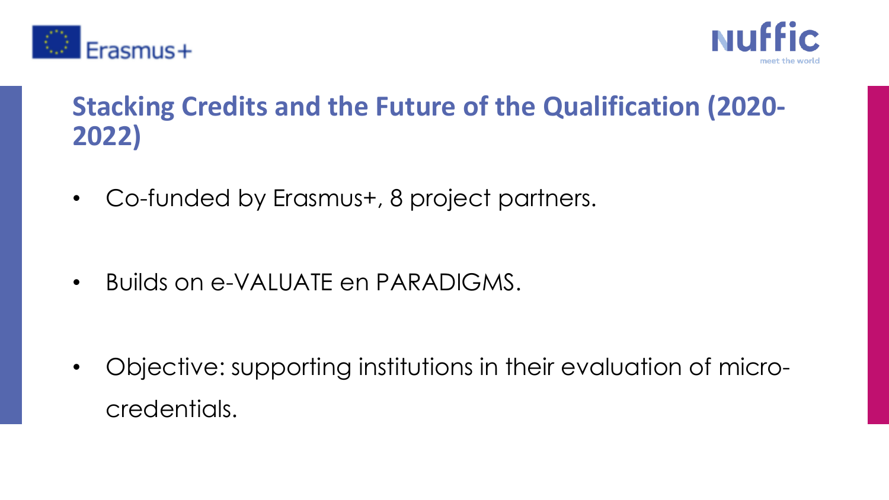# Stacking Credits and the Future of the Qualification (2020-2022)

- Co-funded by Erasmus+, 8 project partners.
- Builds on e-VALUATE en PARADIGMS.
- Objective: supporting institutions in their evaluation of micro-credentials.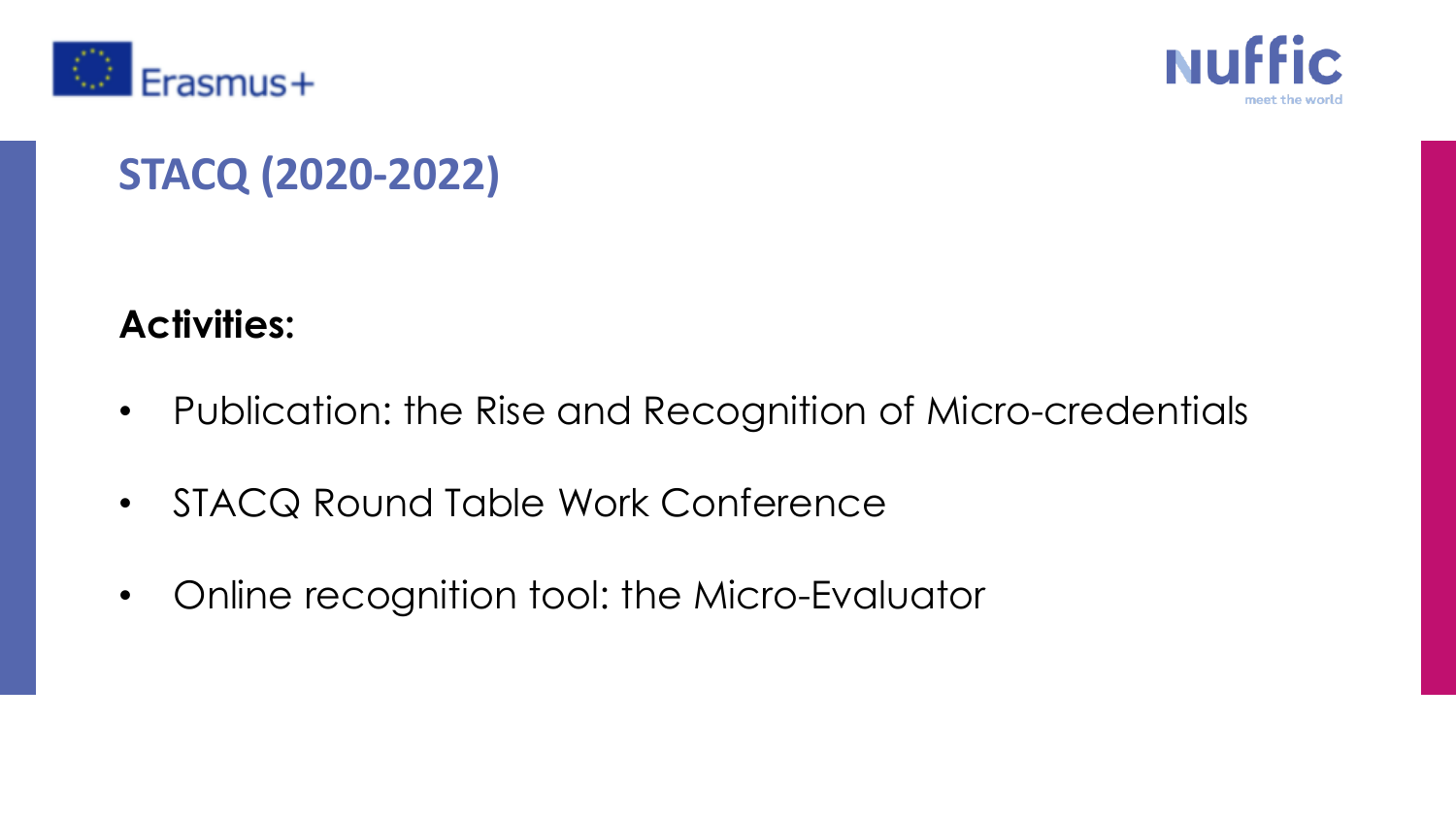# STACQ (2020-2022)

**Activities:**

- Publication: the Rise and Recognition of Micro-credentials
- STACQ Round Table Work Conference
- Online recognition tool: the Micro-Evaluator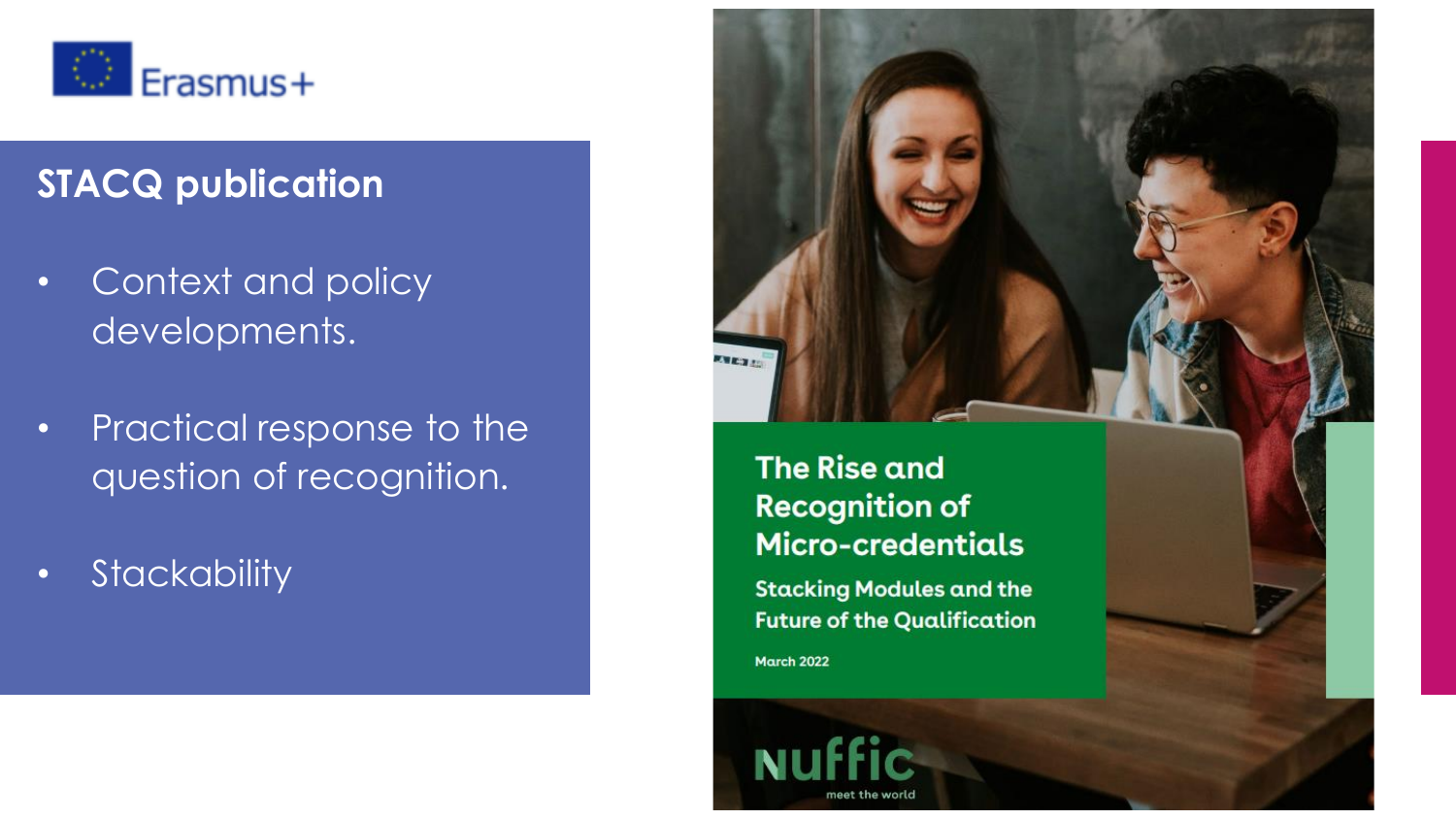Erasmus+

## STACQ publication

- Context and policy developments.
- Practical response to the question of recognition.
- Stackability

**The Rise and Recognition of Micro-credentials**

**Stacking Modules and the Future of the Qualification**

March 2022

nuffic
meet the world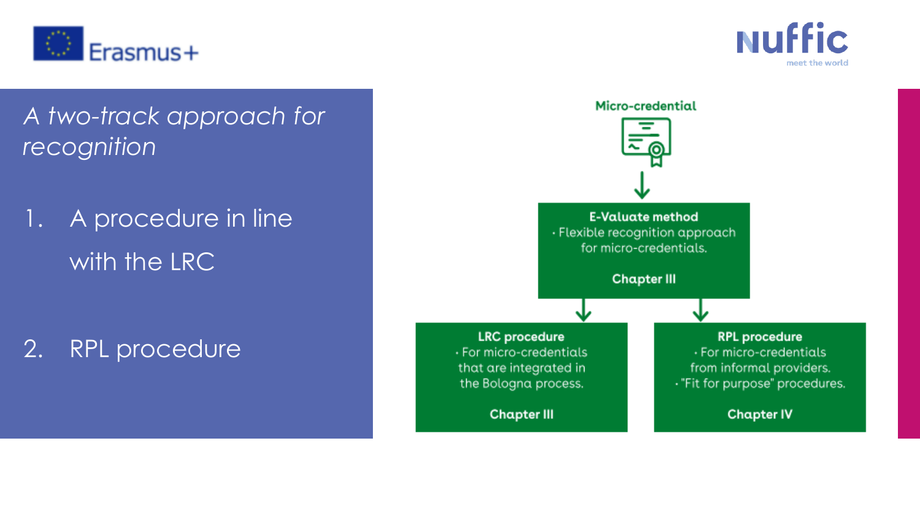*A two-track approach for recognition*

1. A procedure in line with the LRC

2. RPL procedure

**Micro-credential**

**E-Valuate method**
- Flexible recognition approach for micro-credentials.

**Chapter III**

**LRC procedure**
- For micro-credentials that are integrated in the Bologna process.

**Chapter III**

**RPL procedure**
- For micro-credentials from informal providers.
- "Fit for purpose" procedures.

**Chapter IV**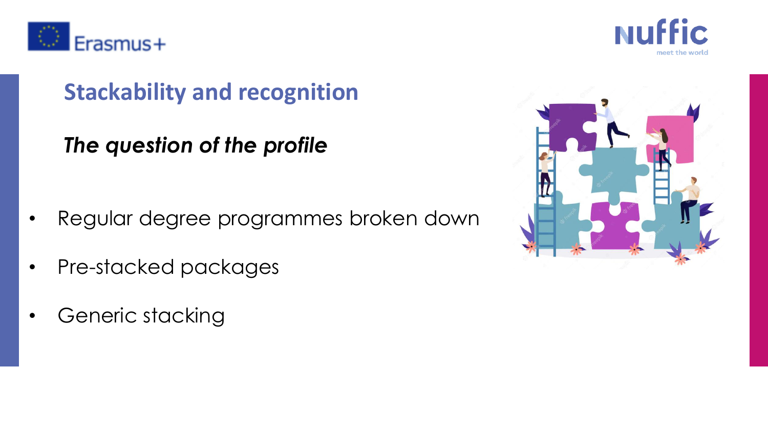## Stackability and recognition

***The question of the profile***

- Regular degree programmes broken down
- Pre-stacked packages
- Generic stacking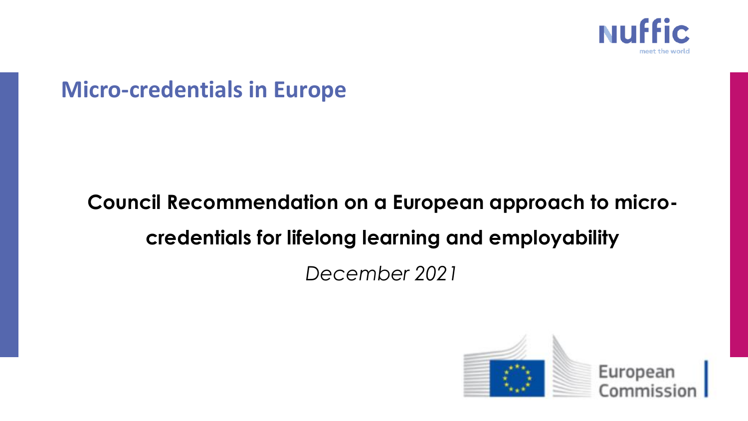## Micro-credentials in Europe

**Council Recommendation on a European approach to micro-credentials for lifelong learning and employability**

*December 2021*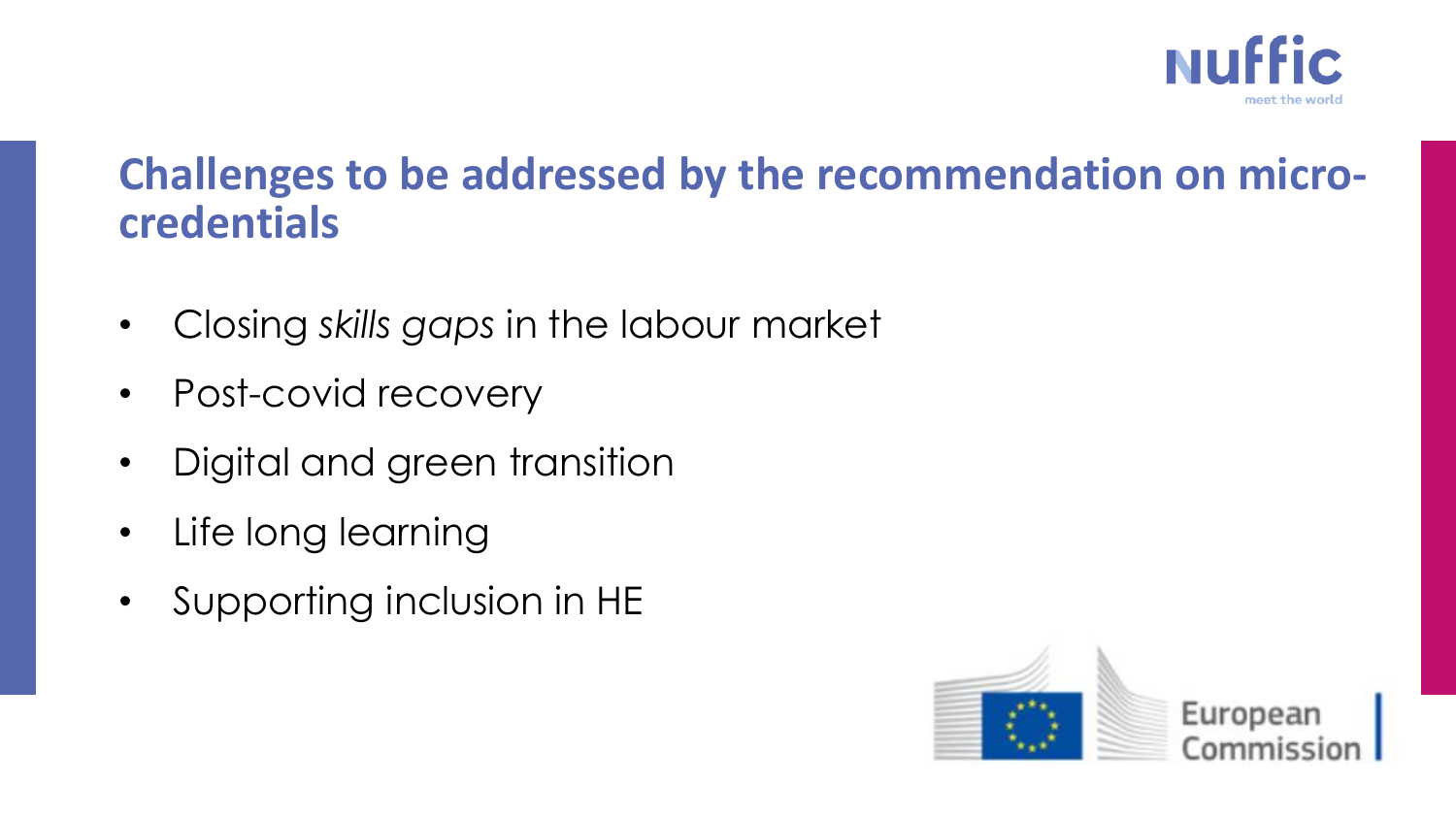## Challenges to be addressed by the recommendation on micro-credentials

- Closing *skills gaps* in the labour market
- Post-covid recovery
- Digital and green transition
- Life long learning
- Supporting inclusion in HE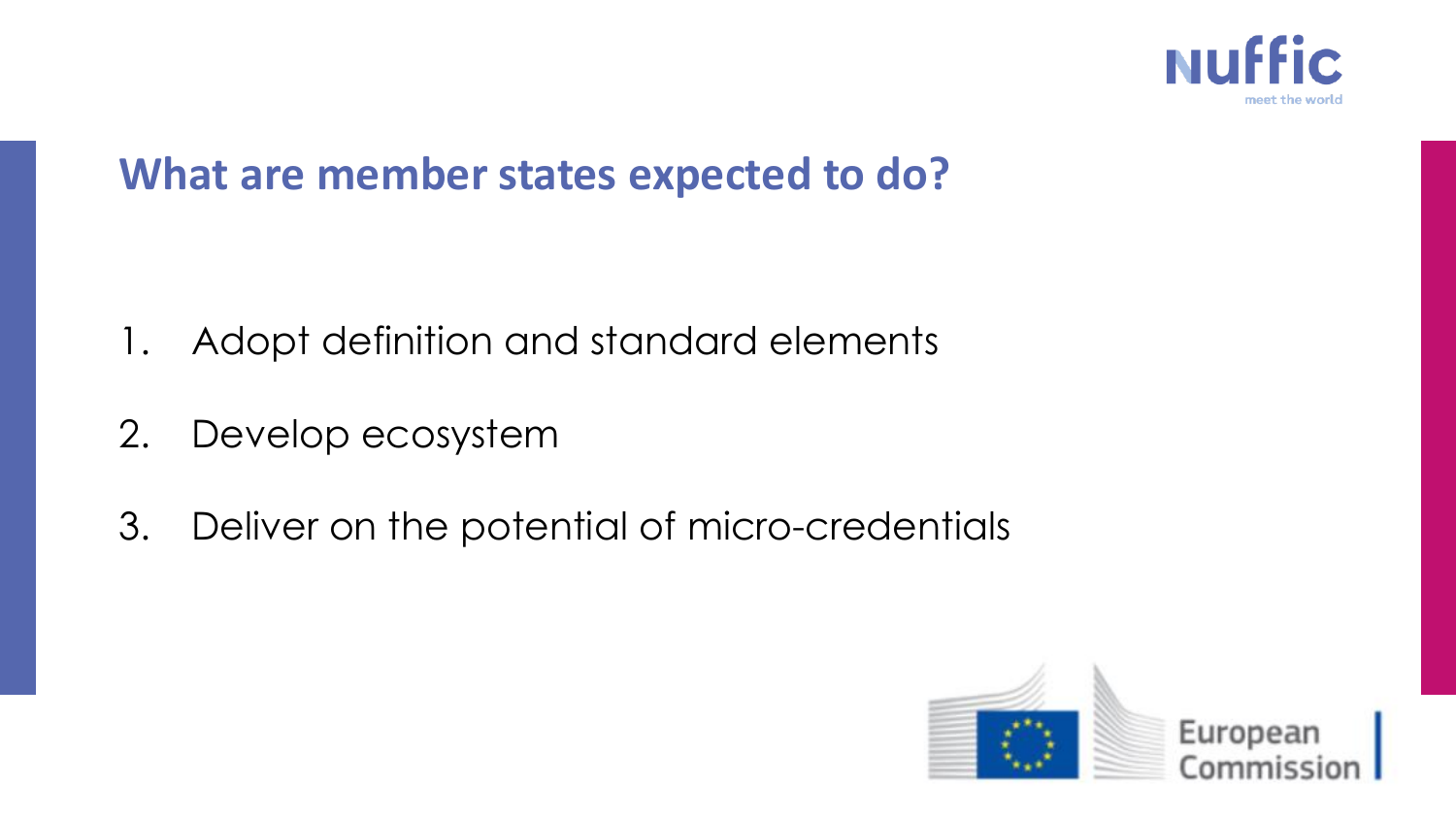## What are member states expected to do?

1. Adopt definition and standard elements
2. Develop ecosystem
3. Deliver on the potential of micro-credentials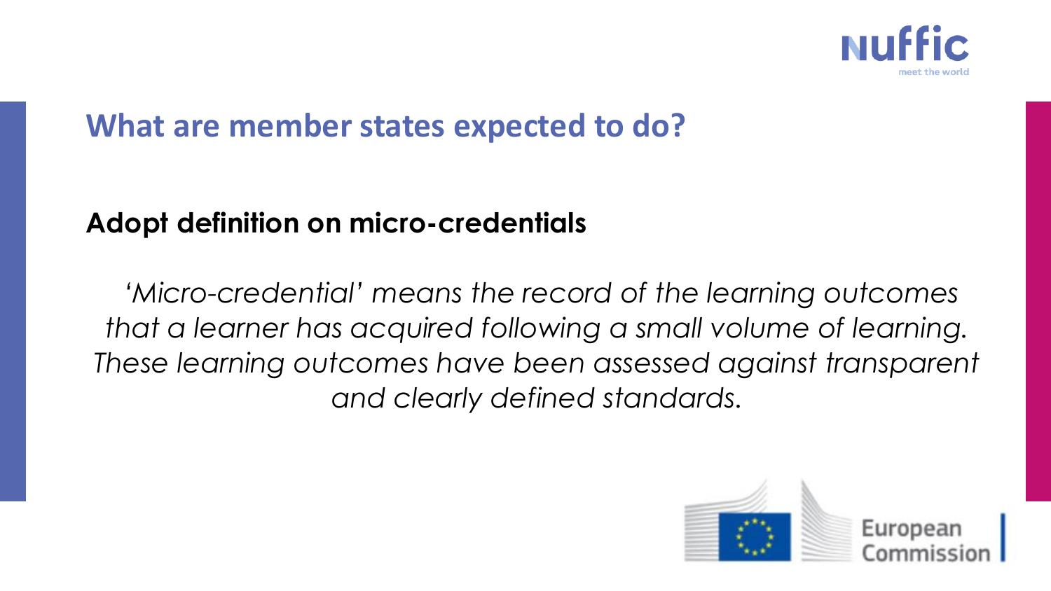## What are member states expected to do?

**Adopt definition on micro-credentials**

*'Micro-credential' means the record of the learning outcomes that a learner has acquired following a small volume of learning. These learning outcomes have been assessed against transparent and clearly defined standards.*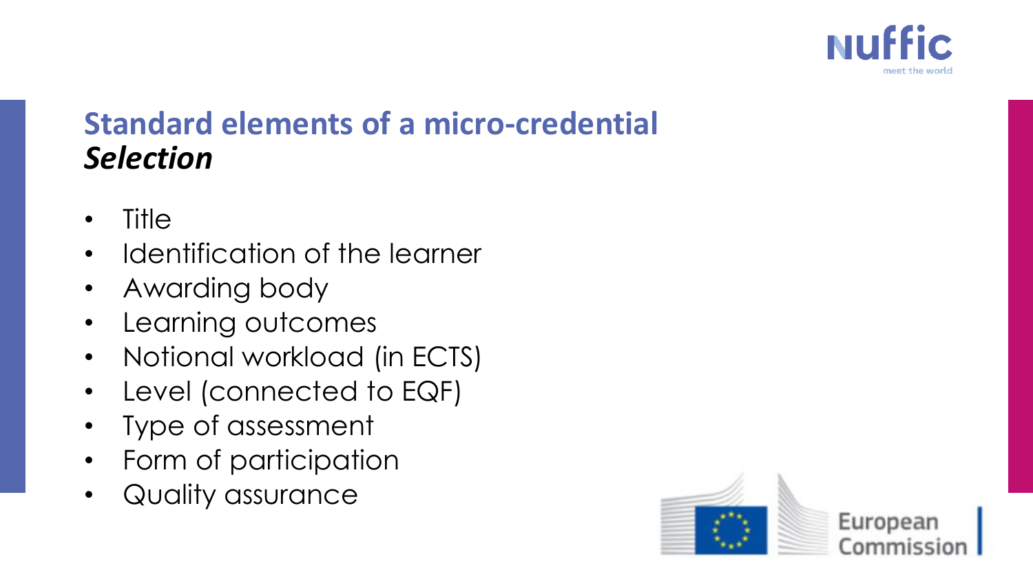## Standard elements of a micro-credential
### *Selection*

- Title
- Identification of the learner
- Awarding body
- Learning outcomes
- Notional workload (in ECTS)
- Level (connected to EQF)
- Type of assessment
- Form of participation
- Quality assurance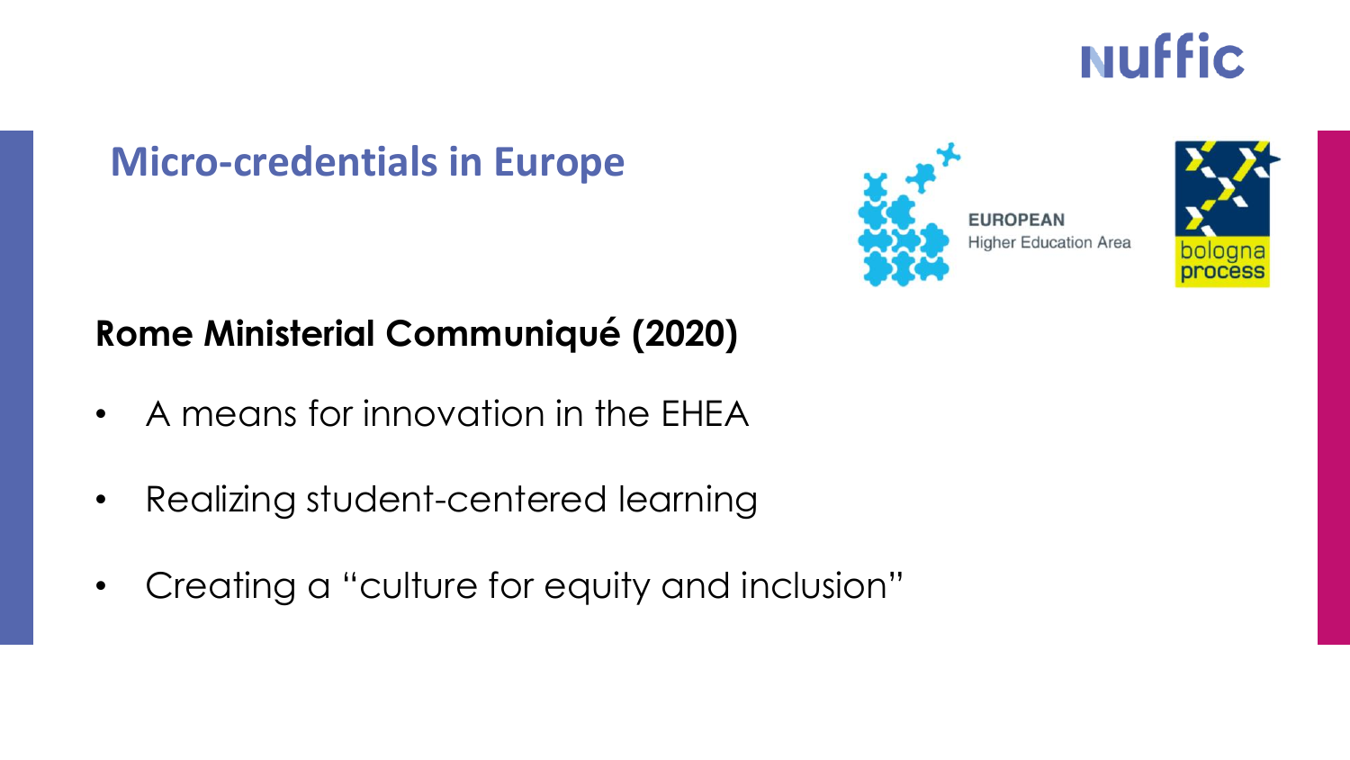## Micro-credentials in Europe

EUROPEAN Higher Education Area

bologna process

### Rome Ministerial Communiqué (2020)

- A means for innovation in the EHEA
- Realizing student-centered learning
- Creating a “culture for equity and inclusion”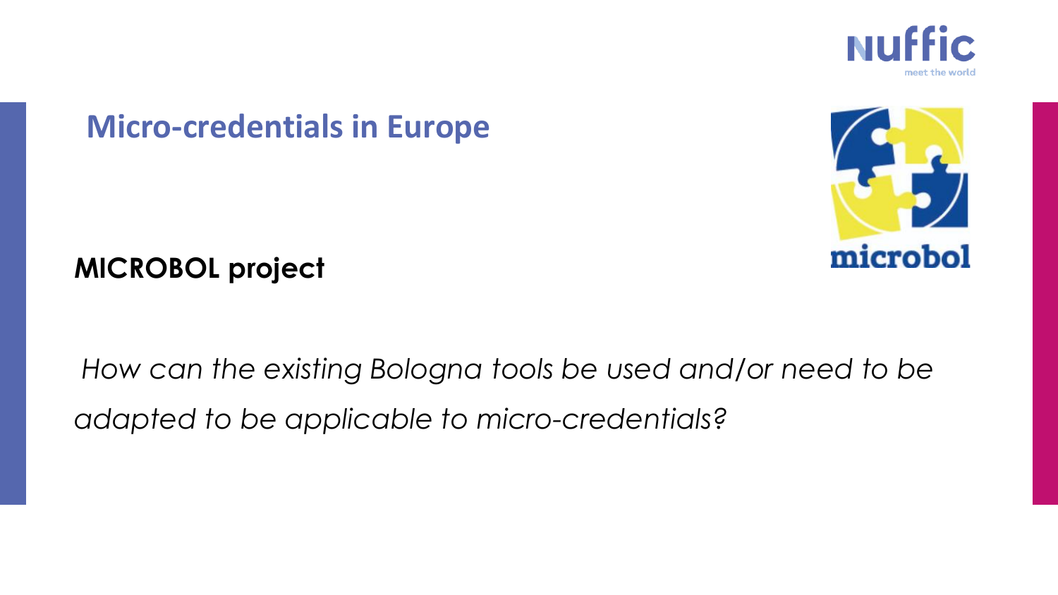## Micro-credentials in Europe

**MICROBOL project**

*How can the existing Bologna tools be used and/or need to be adapted to be applicable to micro-credentials?*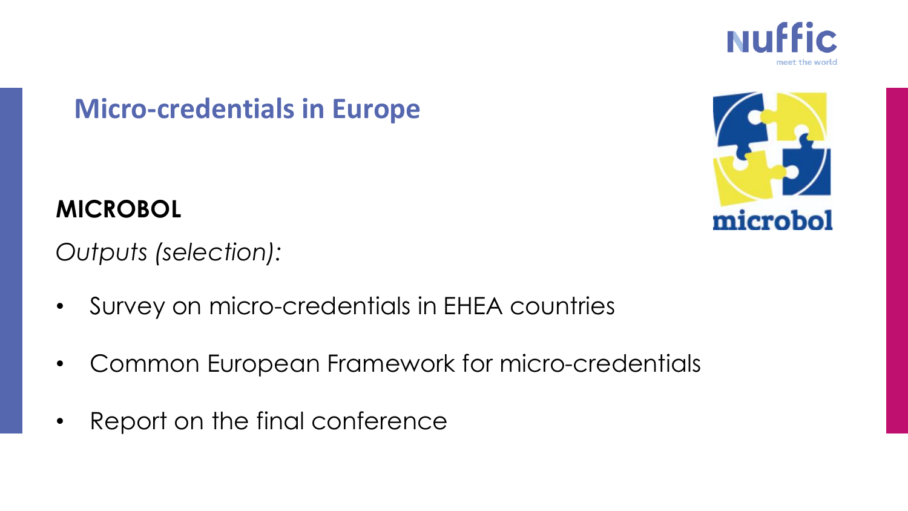## Micro-credentials in Europe

**MICROBOL**

*Outputs (selection):*

- Survey on micro-credentials in EHEA countries
- Common European Framework for micro-credentials
- Report on the final conference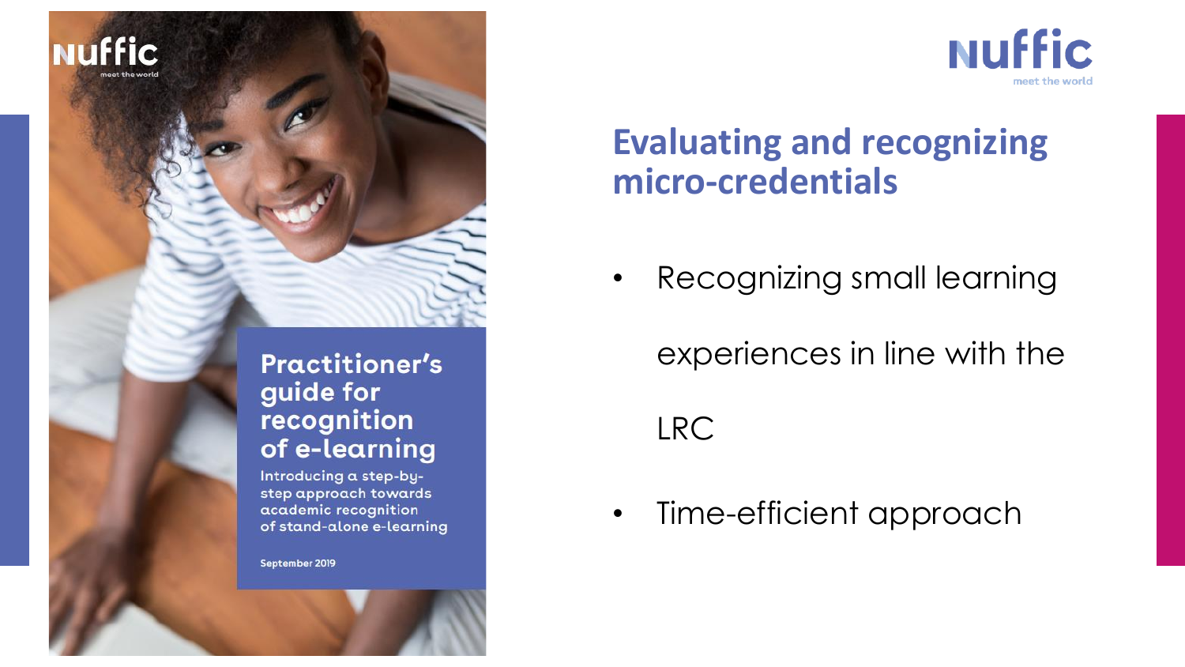Nuffic
meet the world

**Practitioner's guide for recognition of e-learning**

Introducing a step-by-step approach towards academic recognition of stand-alone e-learning

September 2019

Nuffic
meet the world

## Evaluating and recognizing micro-credentials

- Recognizing small learning experiences in line with the LRC
- Time-efficient approach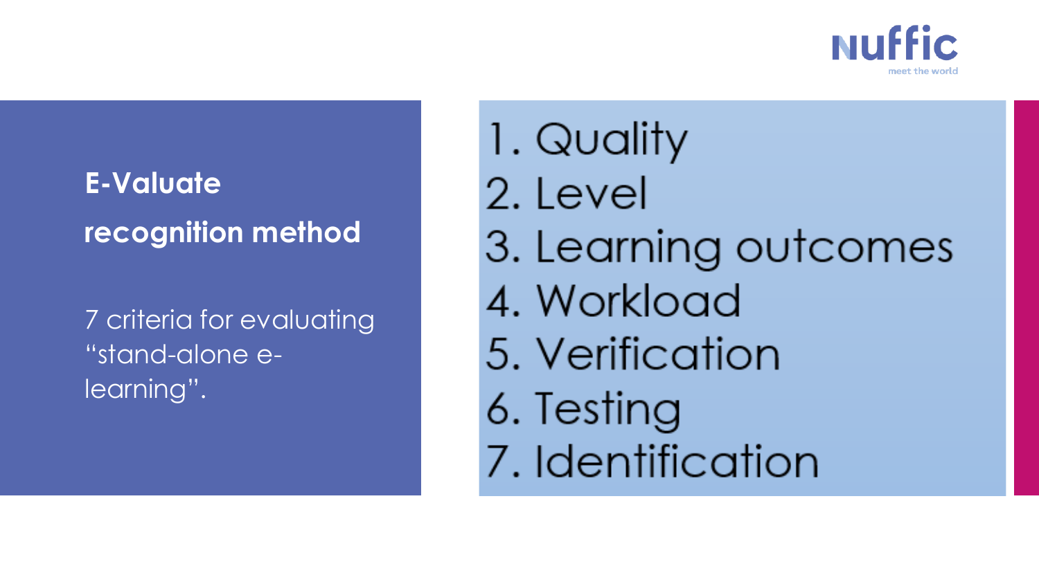## E-Valuate recognition method

7 criteria for evaluating "stand-alone e-learning".

1. Quality
2. Level
3. Learning outcomes
4. Workload
5. Verification
6. Testing
7. Identification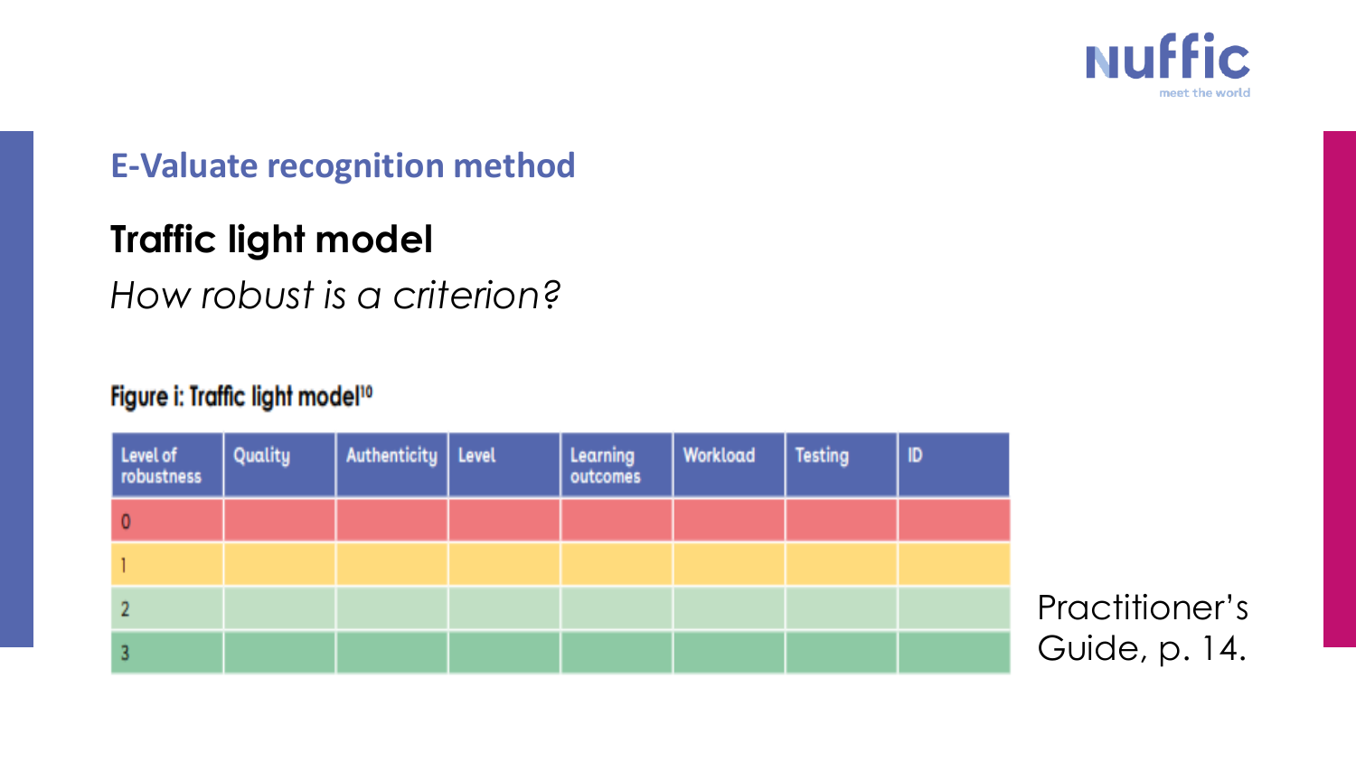## E-Valuate recognition method

# Traffic light model

*How robust is a criterion?*

**Figure i: Traffic light model[10]**

| Level of robustness | Quality | Authenticity | Level | Learning outcomes | Workload | Testing | ID |
|---|---|---|---|---|---|---|---|
| 0 | | | | | | | |
| 1 | | | | | | | |
| 2 | | | | | | | |
| 3 | | | | | | | |

Practitioner's Guide, p. 14.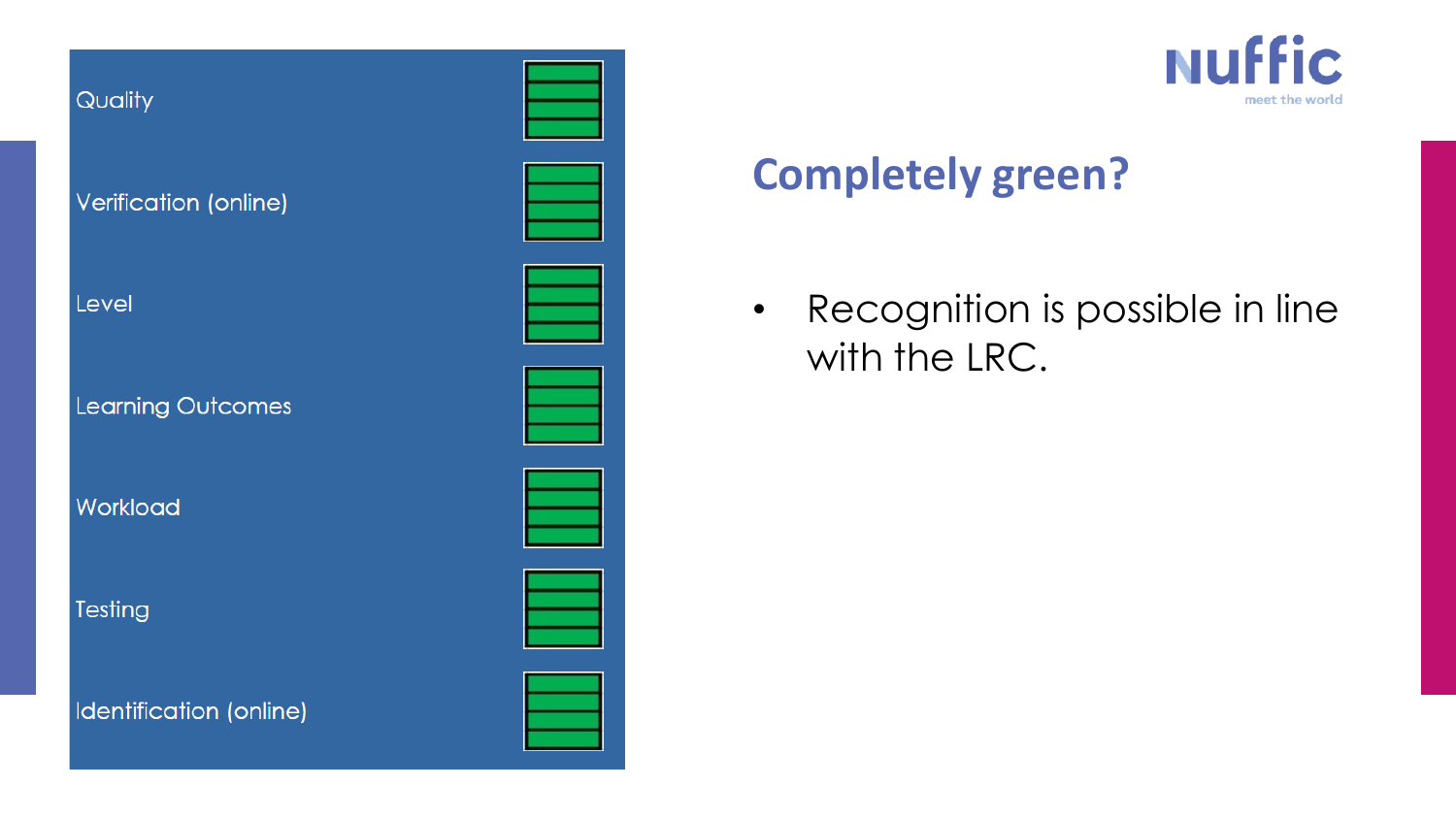## Completely green?

- Quality
- Verification (online)
- Level
- Learning Outcomes
- Workload
- Testing
- Identification (online)

- Recognition is possible in line with the LRC.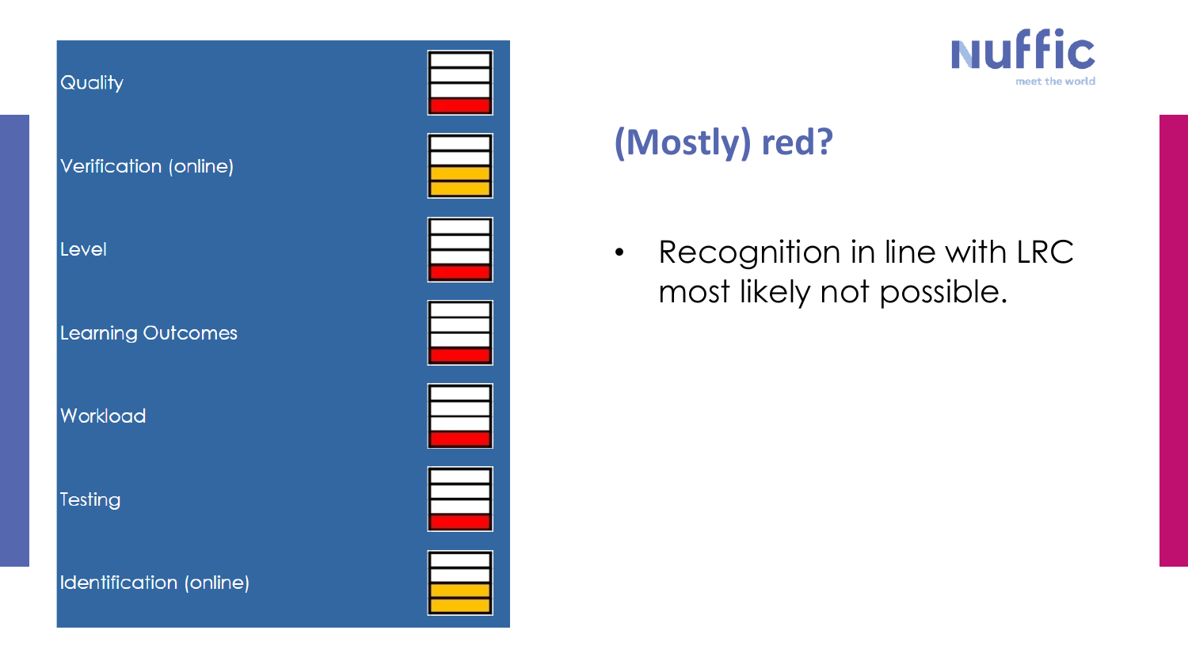## (Mostly) red?

| Criterion | Rating |
| --- | --- |
| Quality | Red |
| Verification (online) | Orange |
| Level | Red |
| Learning Outcomes | Red |
| Workload | Red |
| Testing | Red |
| Identification (online) | Orange |

- Recognition in line with LRC most likely not possible.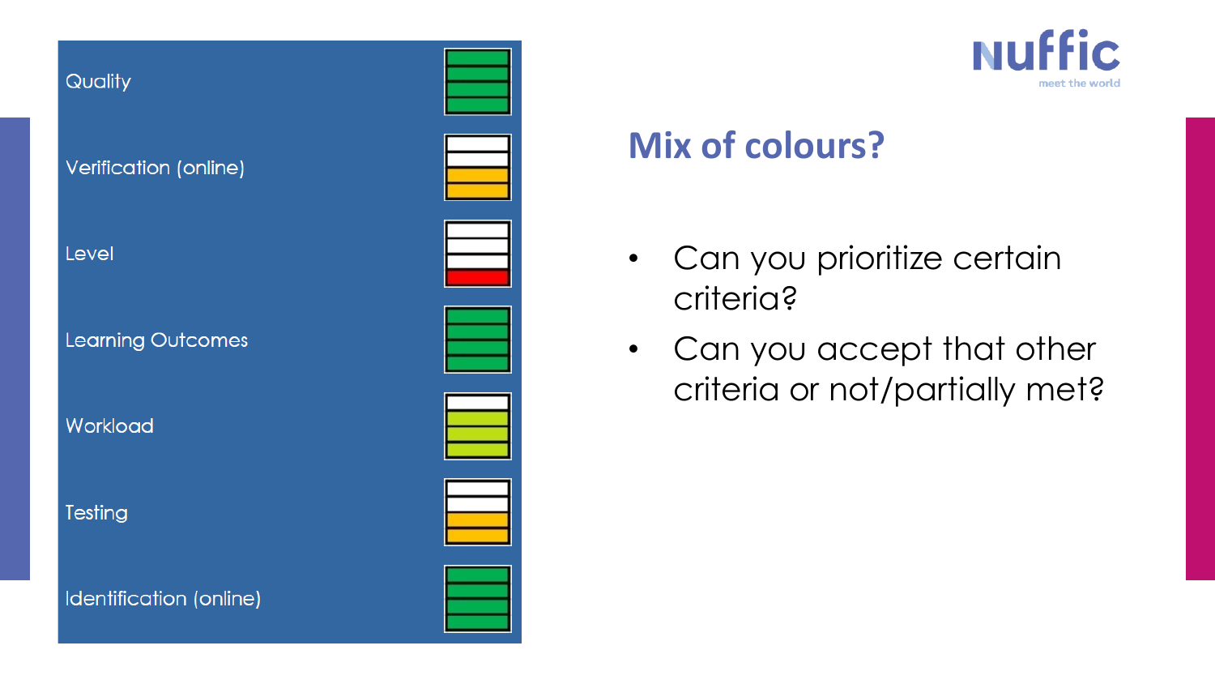## Mix of colours?

- Quality
- Verification (online)
- Level
- Learning Outcomes
- Workload
- Testing
- Identification (online)

- Can you prioritize certain criteria?
- Can you accept that other criteria or not/partially met?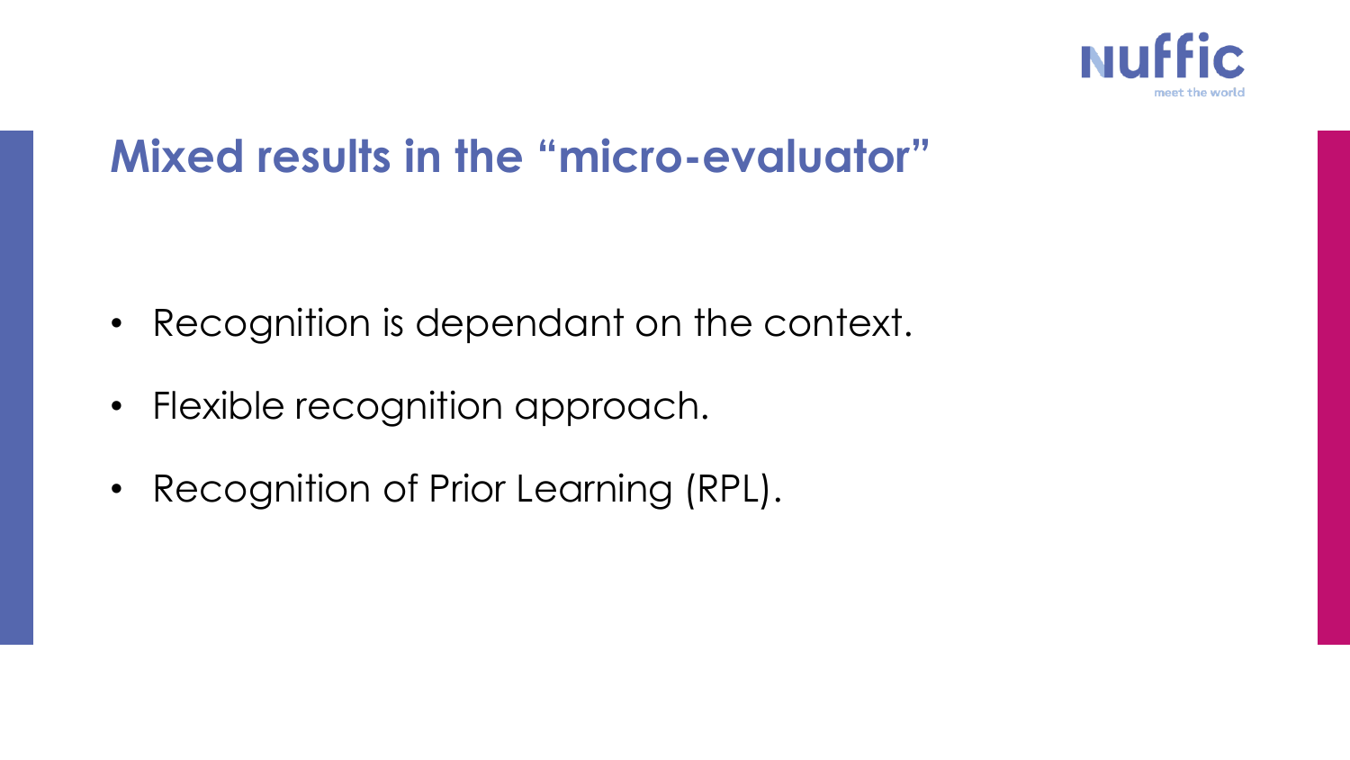## Mixed results in the "micro-evaluator"

- Recognition is dependant on the context.
- Flexible recognition approach.
- Recognition of Prior Learning (RPL).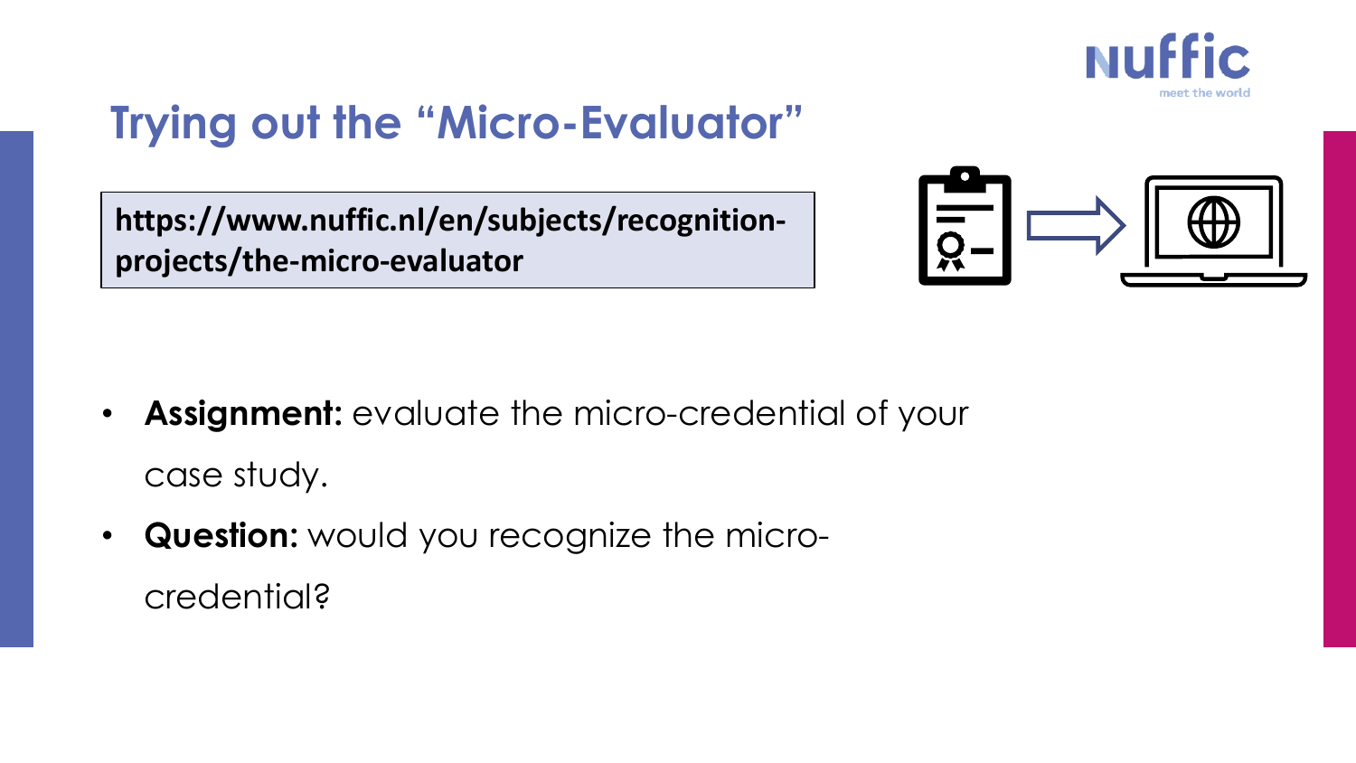# Trying out the "Micro-Evaluator"

**https://www.nuffic.nl/en/subjects/recognition-projects/the-micro-evaluator**

- **Assignment:** evaluate the micro-credential of your case study.
- **Question:** would you recognize the micro-credential?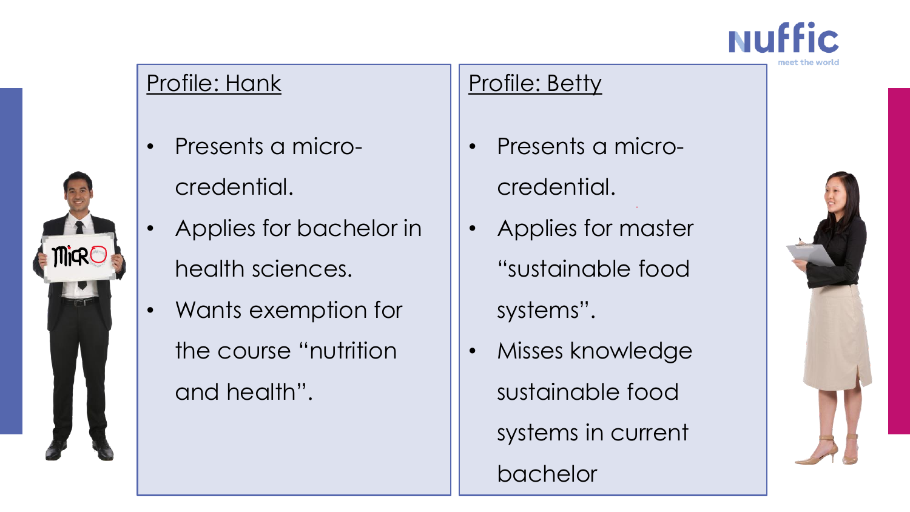## Profile: Hank

- Presents a micro-credential.
- Applies for bachelor in health sciences.
- Wants exemption for the course “nutrition and health”.

## Profile: Betty

- Presents a micro-credential.
- Applies for master “sustainable food systems”.
- Misses knowledge sustainable food systems in current bachelor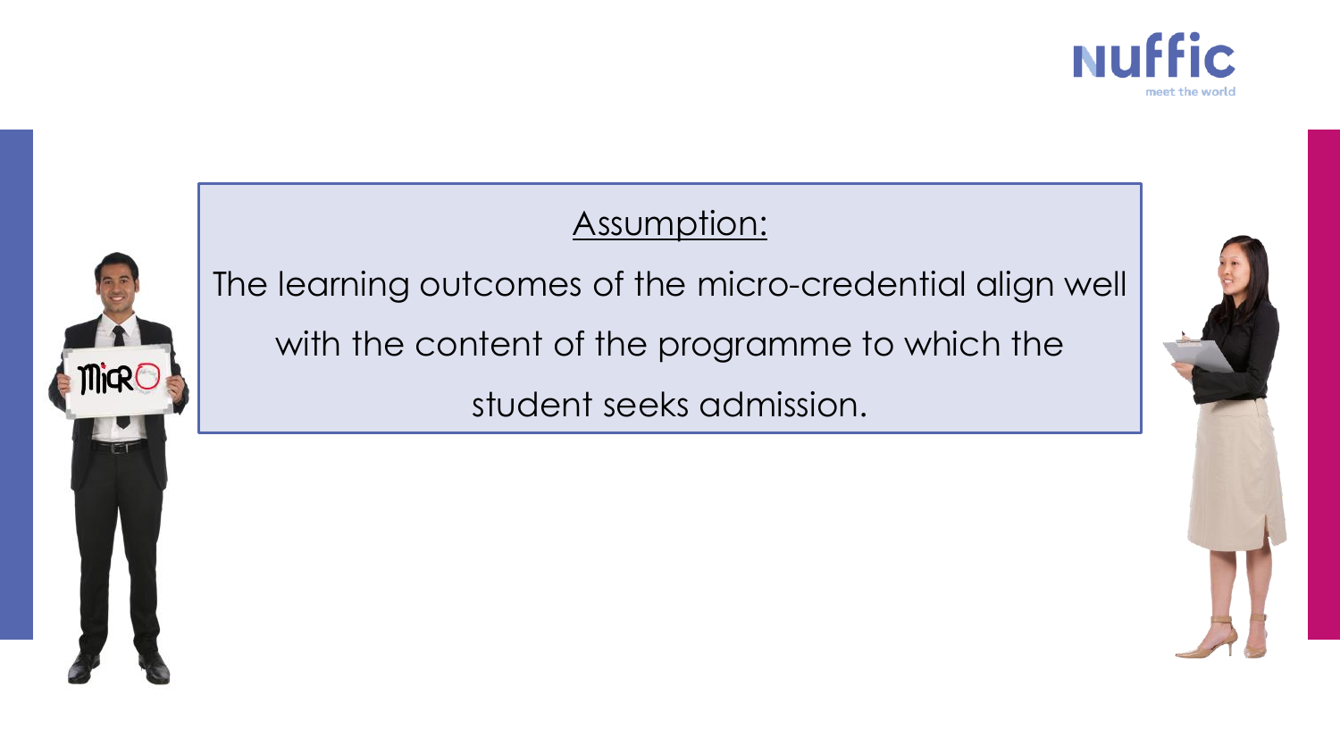Assumption:

The learning outcomes of the micro-credential align well with the content of the programme to which the student seeks admission.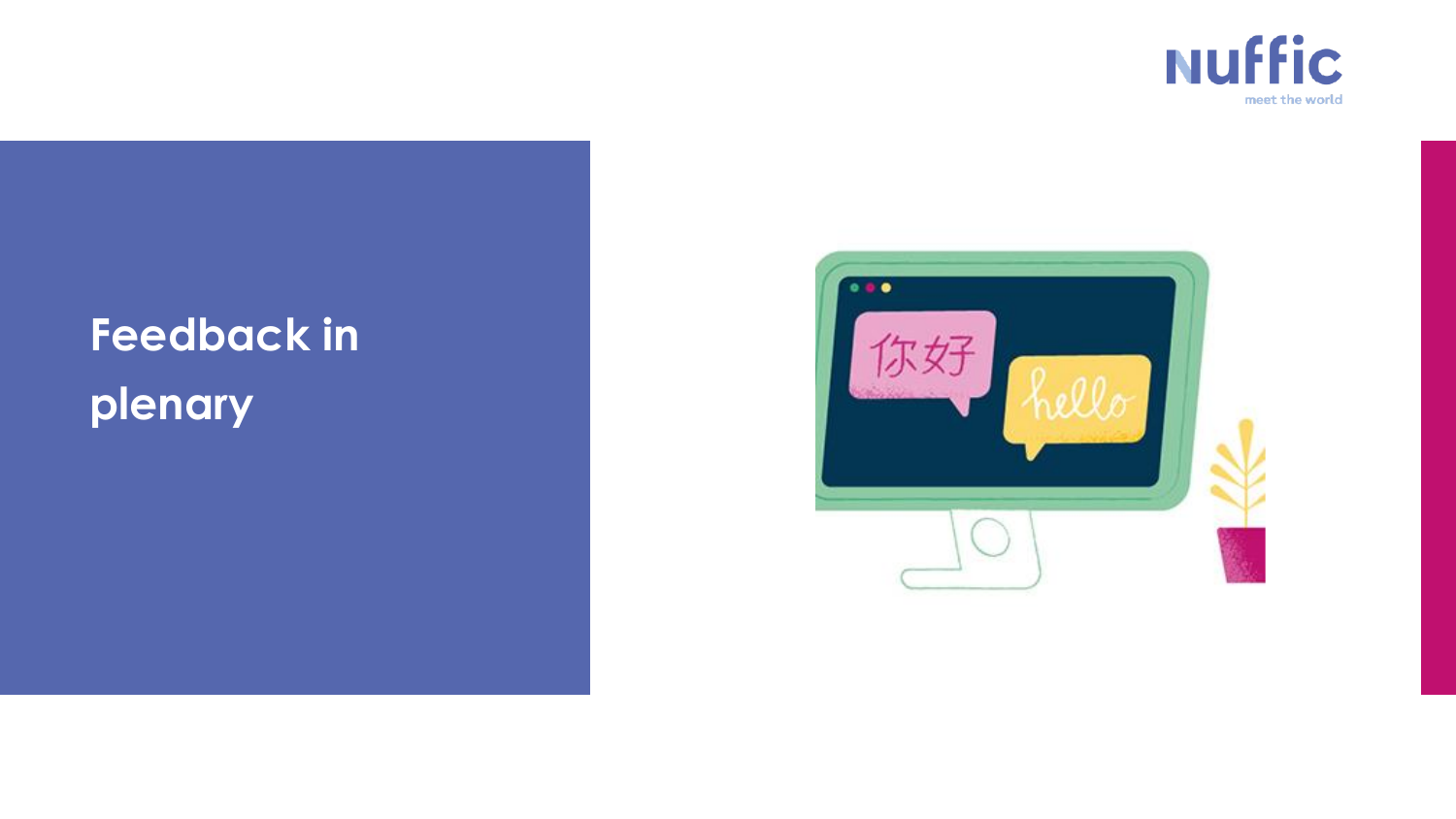# Feedback in plenary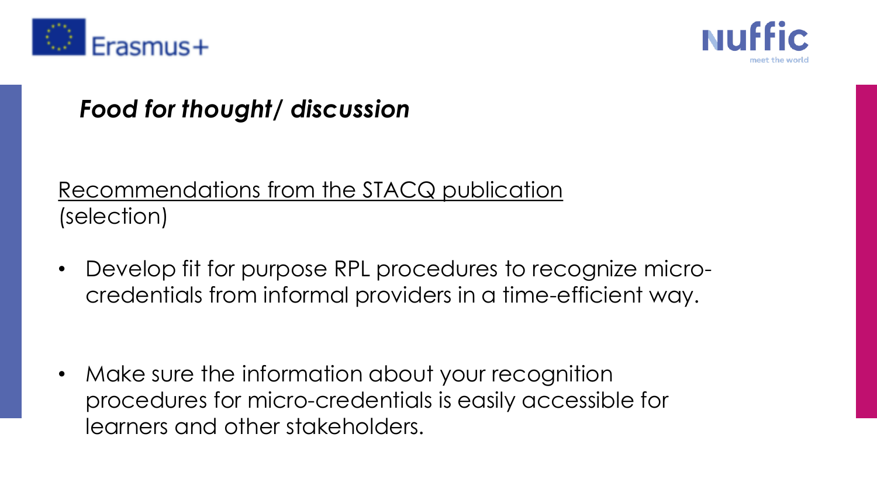## *Food for thought/ discussion*

Recommendations from the STACQ publication (selection)

- Develop fit for purpose RPL procedures to recognize micro-credentials from informal providers in a time-efficient way.

- Make sure the information about your recognition procedures for micro-credentials is easily accessible for learners and other stakeholders.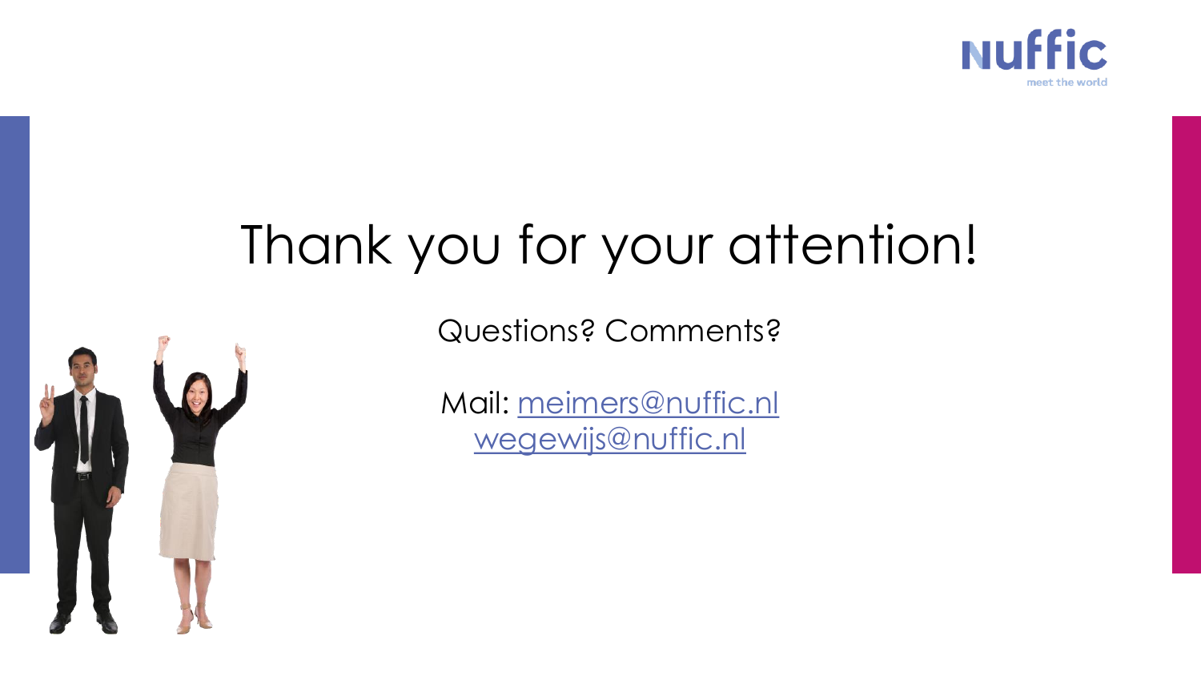# Thank you for your attention!

Questions? Comments?

Mail: meimers@nuffic.nl
wegewijs@nuffic.nl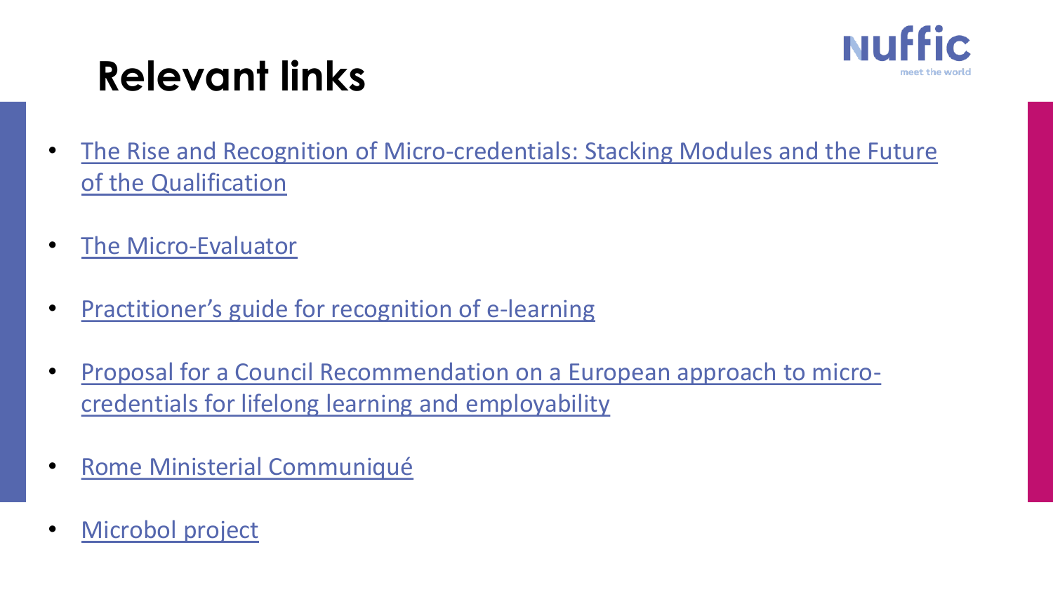# Relevant links

- The Rise and Recognition of Micro-credentials: Stacking Modules and the Future of the Qualification
- The Micro-Evaluator
- Practitioner's guide for recognition of e-learning
- Proposal for a Council Recommendation on a European approach to micro-credentials for lifelong learning and employability
- Rome Ministerial Communiqué
- Microbol project